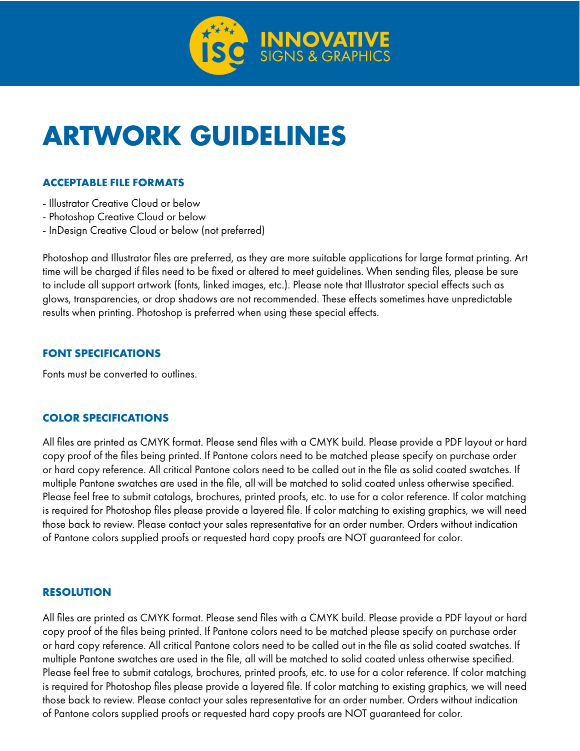INNOVATIVE SIGNS & GRAPHICS

# ARTWORK GUIDELINES

### ACCEPTABLE FILE FORMATS

- Illustrator Creative Cloud or below
- Photoshop Creative Cloud or below
- InDesign Creative Cloud or below (not preferred)

Photoshop and Illustrator files are preferred, as they are more suitable applications for large format printing. Art time will be charged if files need to be fixed or altered to meet guidelines. When sending files, please be sure to include all support artwork (fonts, linked images, etc.). Please note that Illustrator special effects such as glows, transparencies, or drop shadows are not recommended. These effects sometimes have unpredictable results when printing. Photoshop is preferred when using these special effects.

### FONT SPECIFICATIONS

Fonts must be converted to outlines.

### COLOR SPECIFICATIONS

All files are printed as CMYK format. Please send files with a CMYK build. Please provide a PDF layout or hard copy proof of the files being printed. If Pantone colors need to be matched please specify on purchase order or hard copy reference. All critical Pantone colors need to be called out in the file as solid coated swatches. If multiple Pantone swatches are used in the file, all will be matched to solid coated unless otherwise specified. Please feel free to submit catalogs, brochures, printed proofs, etc. to use for a color reference. If color matching is required for Photoshop files please provide a layered file. If color matching to existing graphics, we will need those back to review. Please contact your sales representative for an order number. Orders without indication of Pantone colors supplied proofs or requested hard copy proofs are NOT guaranteed for color.

### RESOLUTION

All files are printed as CMYK format. Please send files with a CMYK build. Please provide a PDF layout or hard copy proof of the files being printed. If Pantone colors need to be matched please specify on purchase order or hard copy reference. All critical Pantone colors need to be called out in the file as solid coated swatches. If multiple Pantone swatches are used in the file, all will be matched to solid coated unless otherwise specified. Please feel free to submit catalogs, brochures, printed proofs, etc. to use for a color reference. If color matching is required for Photoshop files please provide a layered file. If color matching to existing graphics, we will need those back to review. Please contact your sales representative for an order number. Orders without indication of Pantone colors supplied proofs or requested hard copy proofs are NOT guaranteed for color.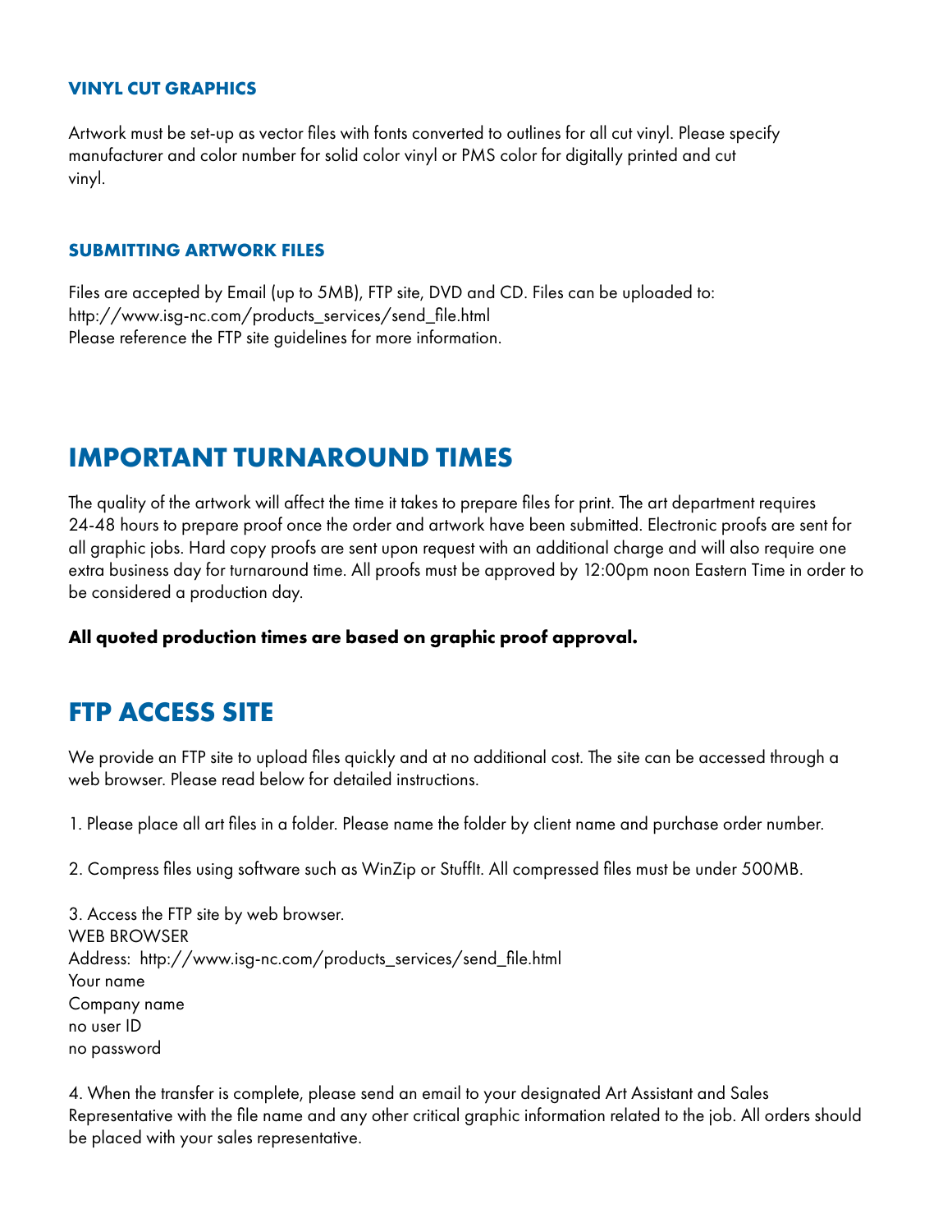### VINYL CUT GRAPHICS

Artwork must be set-up as vector files with fonts converted to outlines for all cut vinyl. Please specify manufacturer and color number for solid color vinyl or PMS color for digitally printed and cut vinyl.

### SUBMITTING ARTWORK FILES

Files are accepted by Email (up to 5MB), FTP site, DVD and CD. Files can be uploaded to:
http://www.isg-nc.com/products_services/send_file.html
Please reference the FTP site guidelines for more information.

## IMPORTANT TURNAROUND TIMES

The quality of the artwork will affect the time it takes to prepare files for print. The art department requires 24-48 hours to prepare proof once the order and artwork have been submitted. Electronic proofs are sent for all graphic jobs. Hard copy proofs are sent upon request with an additional charge and will also require one extra business day for turnaround time. All proofs must be approved by 12:00pm noon Eastern Time in order to be considered a production day.

**All quoted production times are based on graphic proof approval.**

## FTP ACCESS SITE

We provide an FTP site to upload files quickly and at no additional cost. The site can be accessed through a web browser. Please read below for detailed instructions.

1. Please place all art files in a folder. Please name the folder by client name and purchase order number.

2. Compress files using software such as WinZip or StuffIt. All compressed files must be under 500MB.

3. Access the FTP site by web browser.
WEB BROWSER
Address: http://www.isg-nc.com/products_services/send_file.html
Your name
Company name
no user ID
no password

4. When the transfer is complete, please send an email to your designated Art Assistant and Sales Representative with the file name and any other critical graphic information related to the job. All orders should be placed with your sales representative.